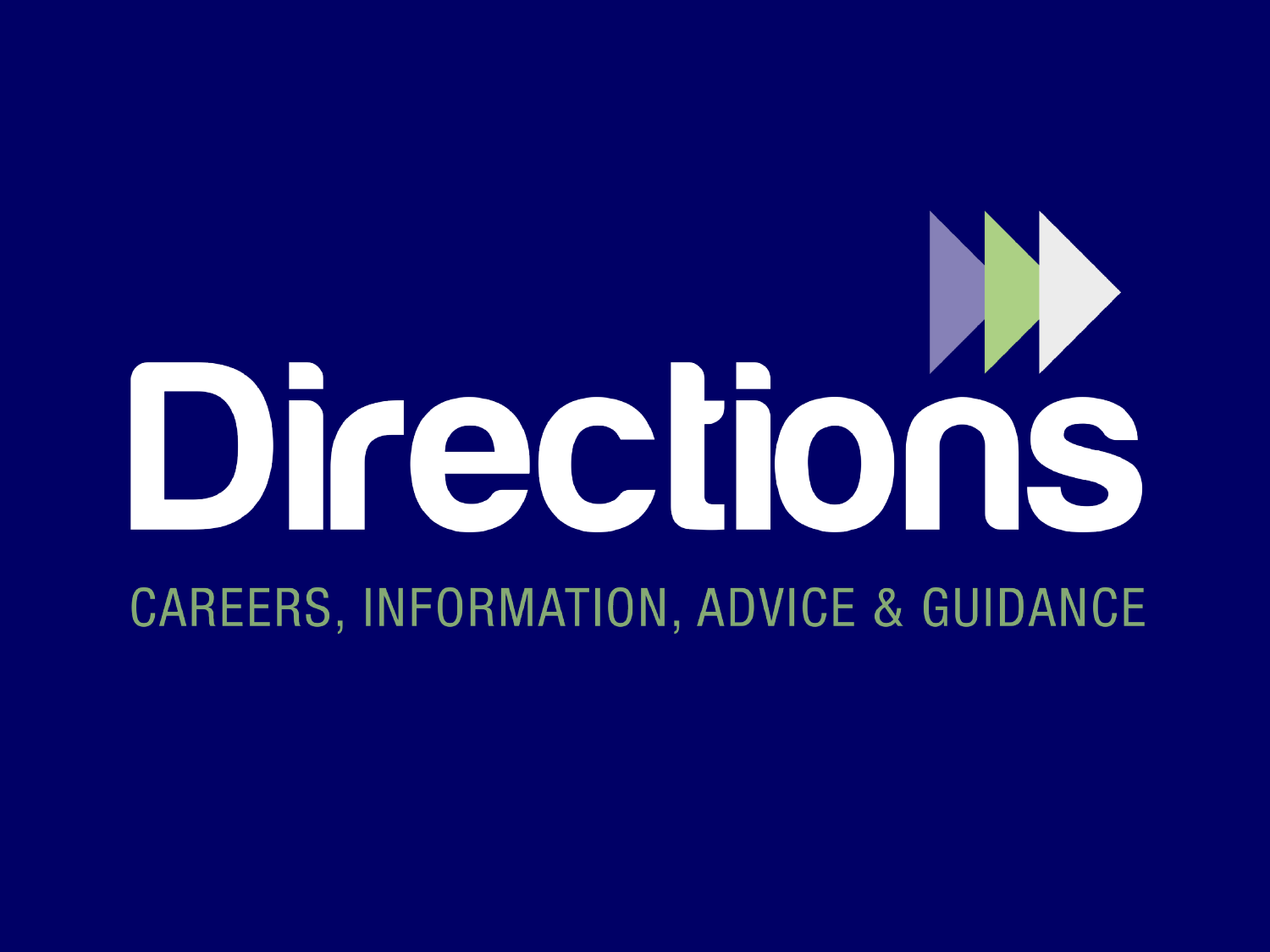# Directions

CAREERS, INFORMATION, ADVICE & GUIDANCE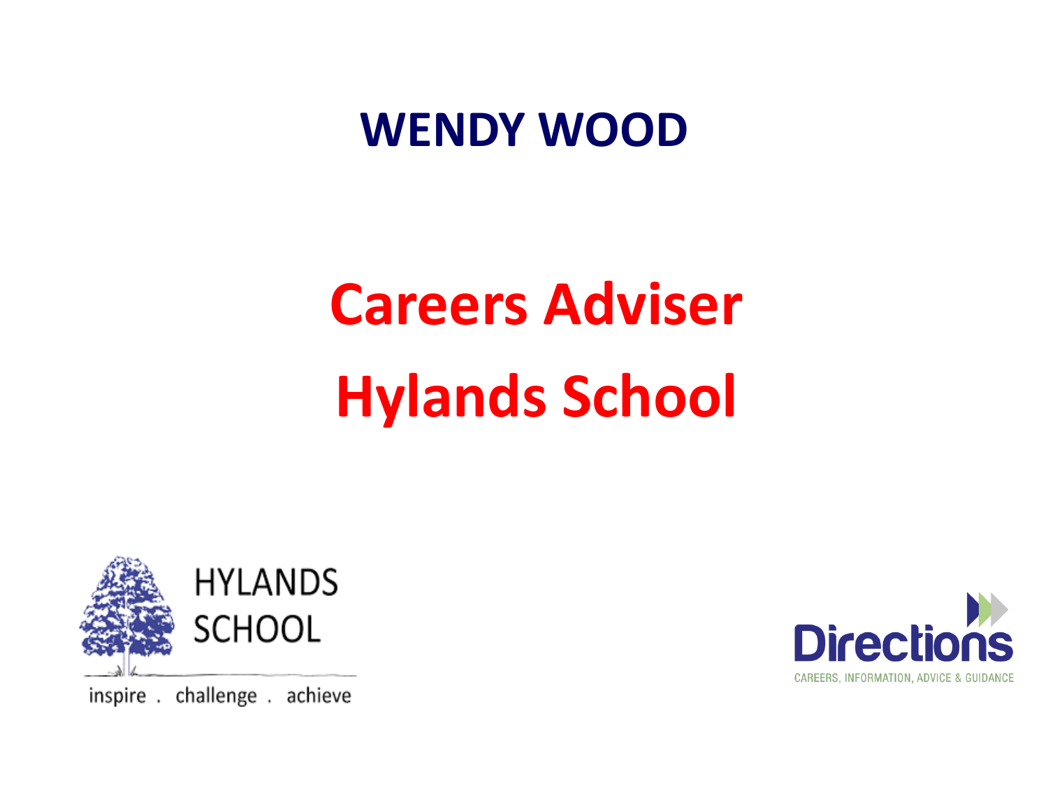# WENDY WOOD

## Careers Adviser

## Hylands School

HYLANDS SCHOOL

inspire . challenge . achieve

Directions

CAREERS, INFORMATION, ADVICE & GUIDANCE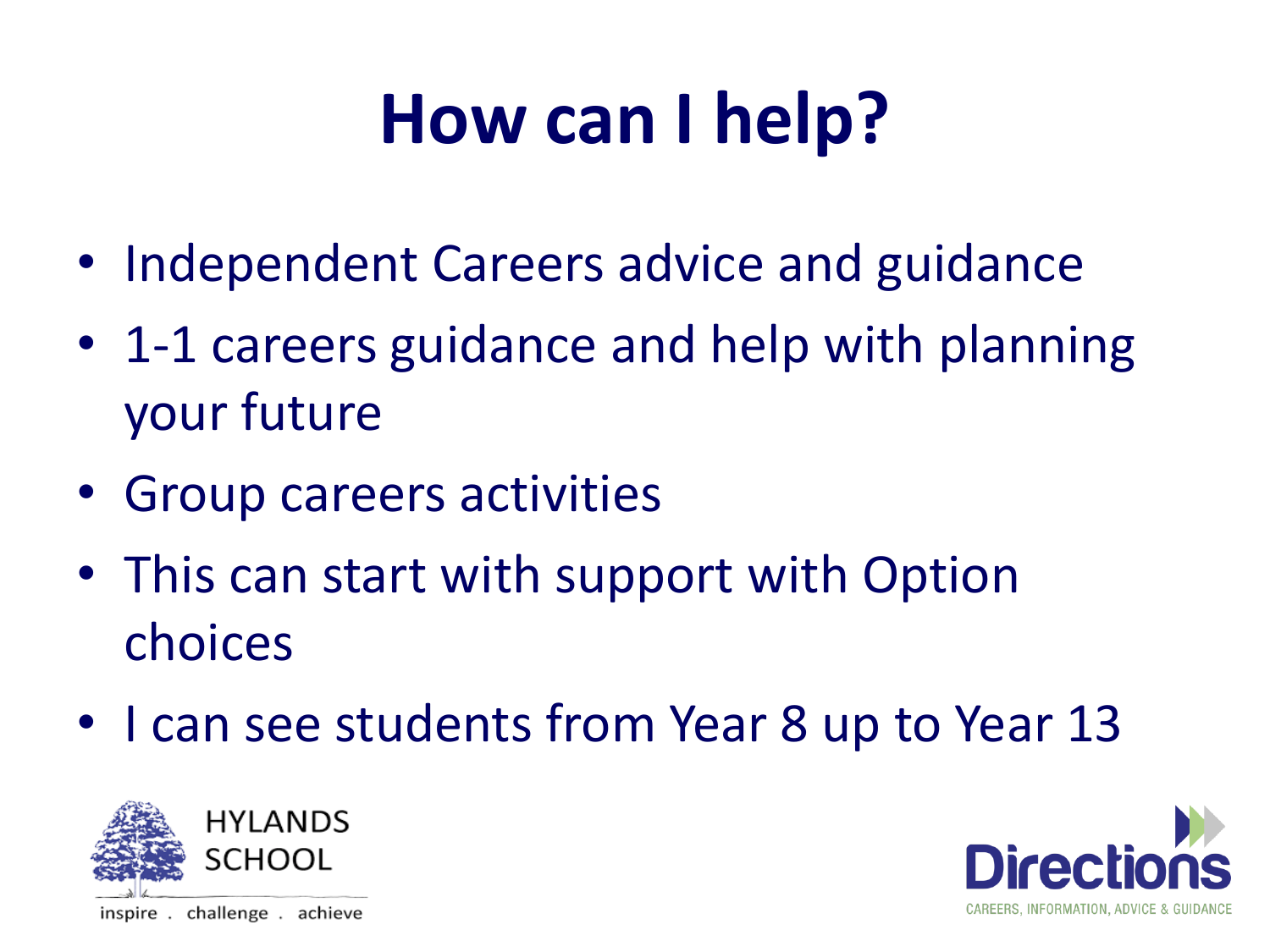# How can I help?

- Independent Careers advice and guidance
- 1-1 careers guidance and help with planning your future
- Group careers activities
- This can start with support with Option choices
- I can see students from Year 8 up to Year 13

HYLANDS SCHOOL

inspire . challenge . achieve

Directions

CAREERS, INFORMATION, ADVICE & GUIDANCE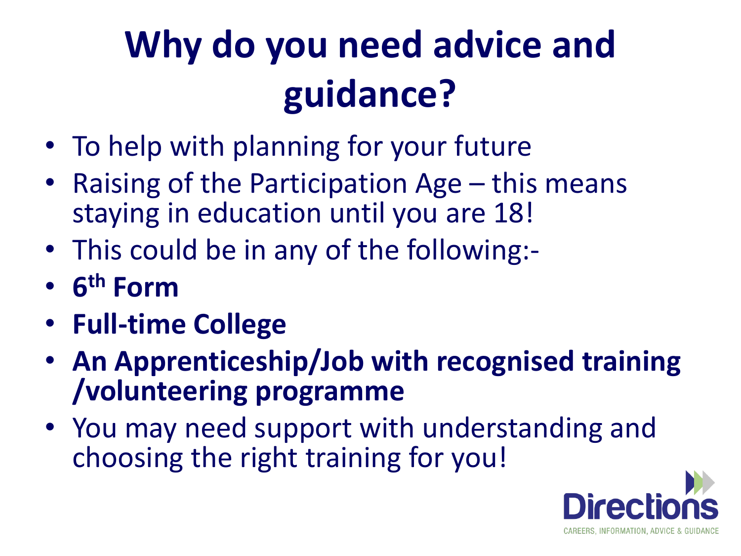# Why do you need advice and guidance?

- To help with planning for your future
- Raising of the Participation Age – this means staying in education until you are 18!
- This could be in any of the following:-
- **6th Form**
- **Full-time College**
- **An Apprenticeship/Job with recognised training /volunteering programme**
- You may need support with understanding and choosing the right training for you!

Directions
CAREERS, INFORMATION, ADVICE & GUIDANCE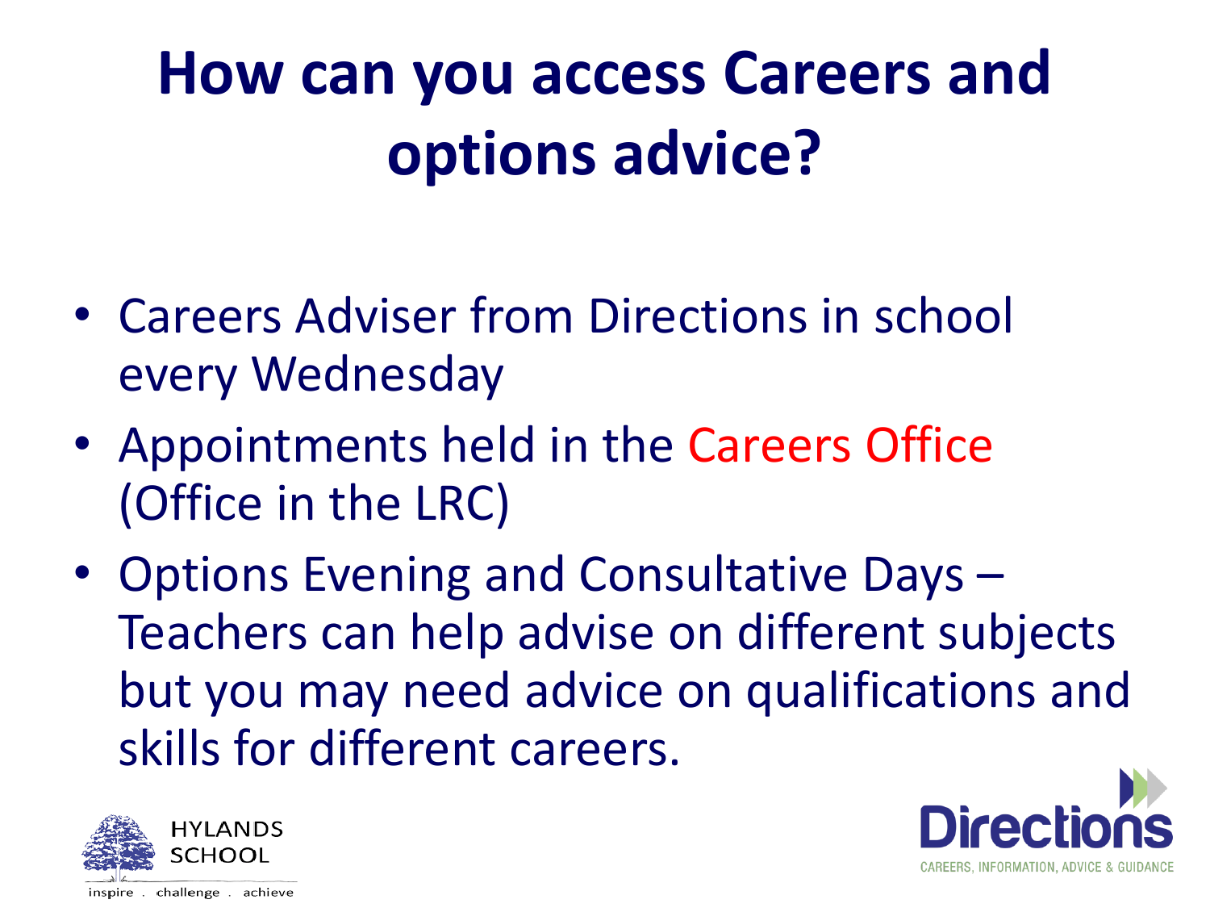# How can you access Careers and options advice?

- Careers Adviser from Directions in school every Wednesday
- Appointments held in the Careers Office (Office in the LRC)
- Options Evening and Consultative Days – Teachers can help advise on different subjects but you may need advice on qualifications and skills for different careers.

HYLANDS SCHOOL

inspire . challenge . achieve

Directions

CAREERS, INFORMATION, ADVICE & GUIDANCE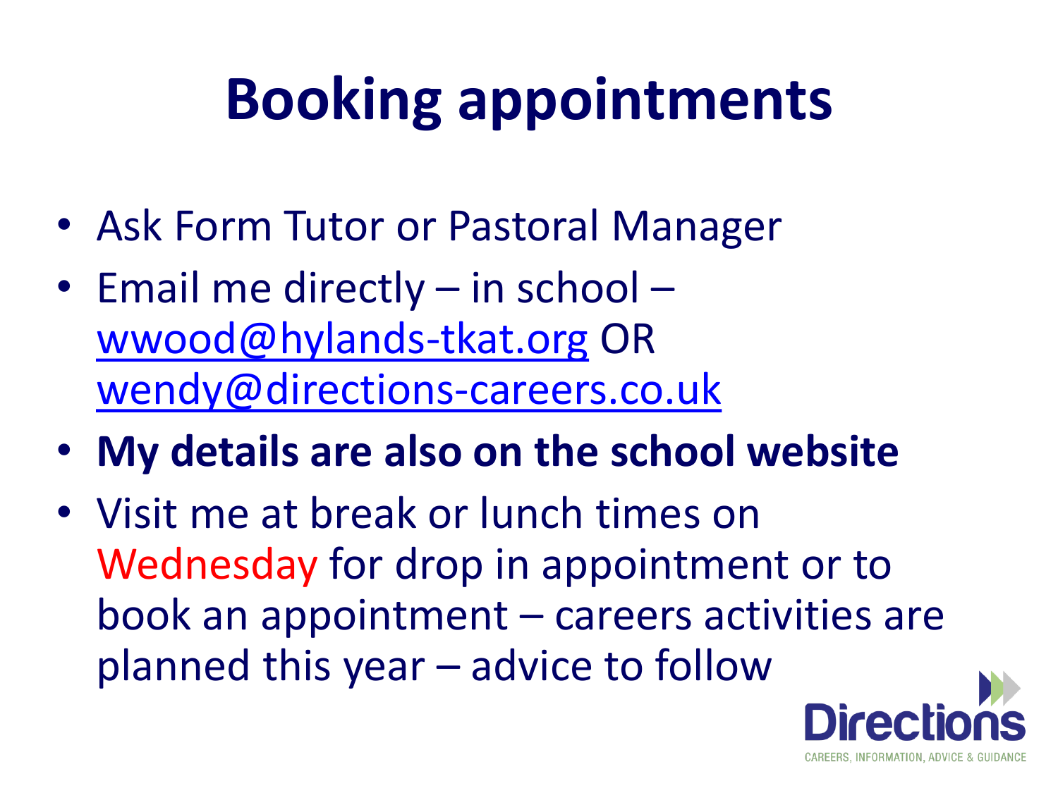# Booking appointments

- Ask Form Tutor or Pastoral Manager
- Email me directly – in school – wwood@hylands-tkat.org OR wendy@directions-careers.co.uk
- **My details are also on the school website**
- Visit me at break or lunch times on Wednesday for drop in appointment or to book an appointment – careers activities are planned this year – advice to follow

Directions
CAREERS, INFORMATION, ADVICE & GUIDANCE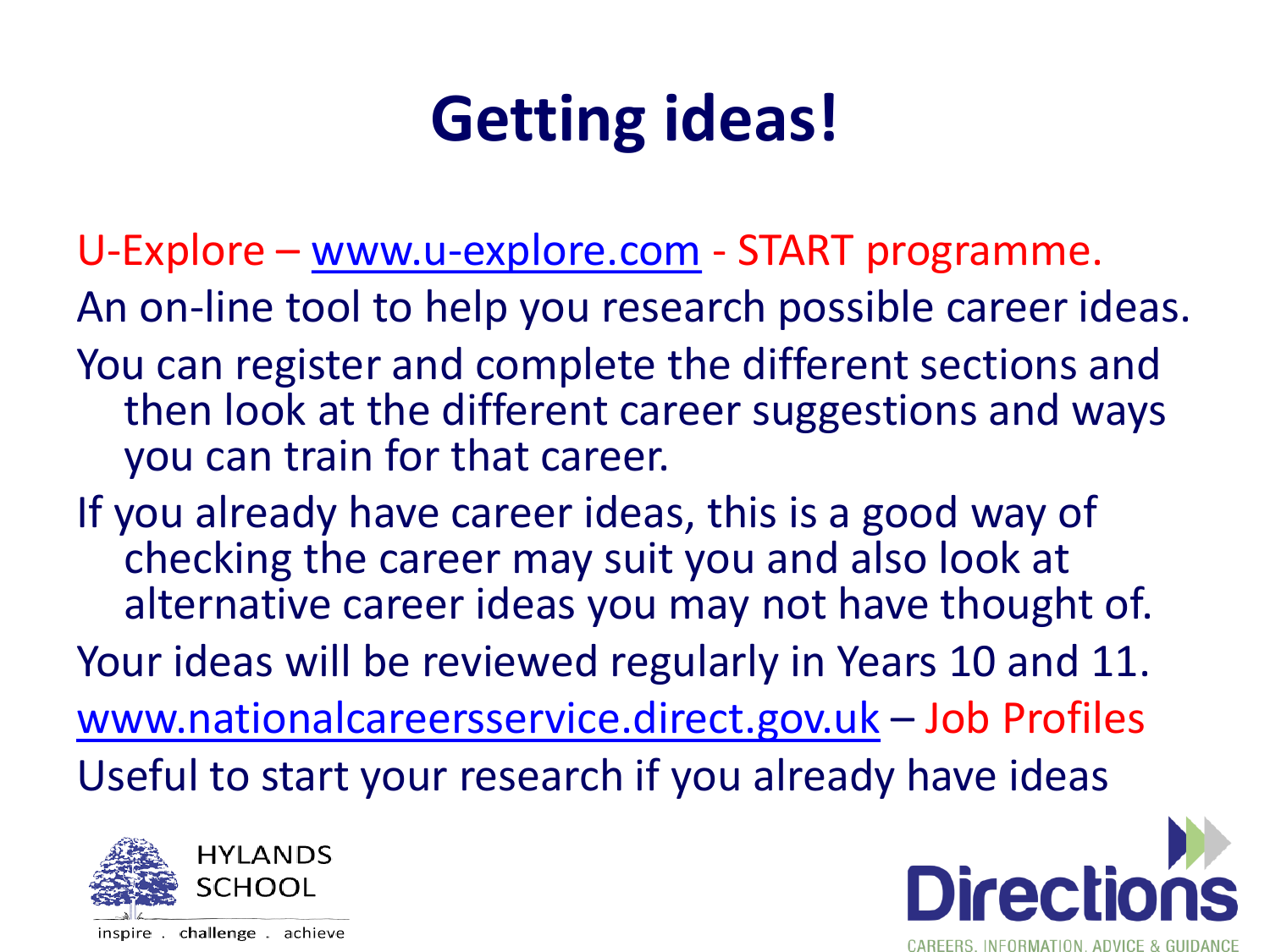# Getting ideas!

U-Explore – www.u-explore.com - START programme.

An on-line tool to help you research possible career ideas.

You can register and complete the different sections and then look at the different career suggestions and ways you can train for that career.

If you already have career ideas, this is a good way of checking the career may suit you and also look at alternative career ideas you may not have thought of.

Your ideas will be reviewed regularly in Years 10 and 11.

www.nationalcareersservice.direct.gov.uk – Job Profiles

Useful to start your research if you already have ideas

HYLANDS SCHOOL

inspire . challenge . achieve

Directions

CAREERS. INFORMATION. ADVICE & GUIDANCE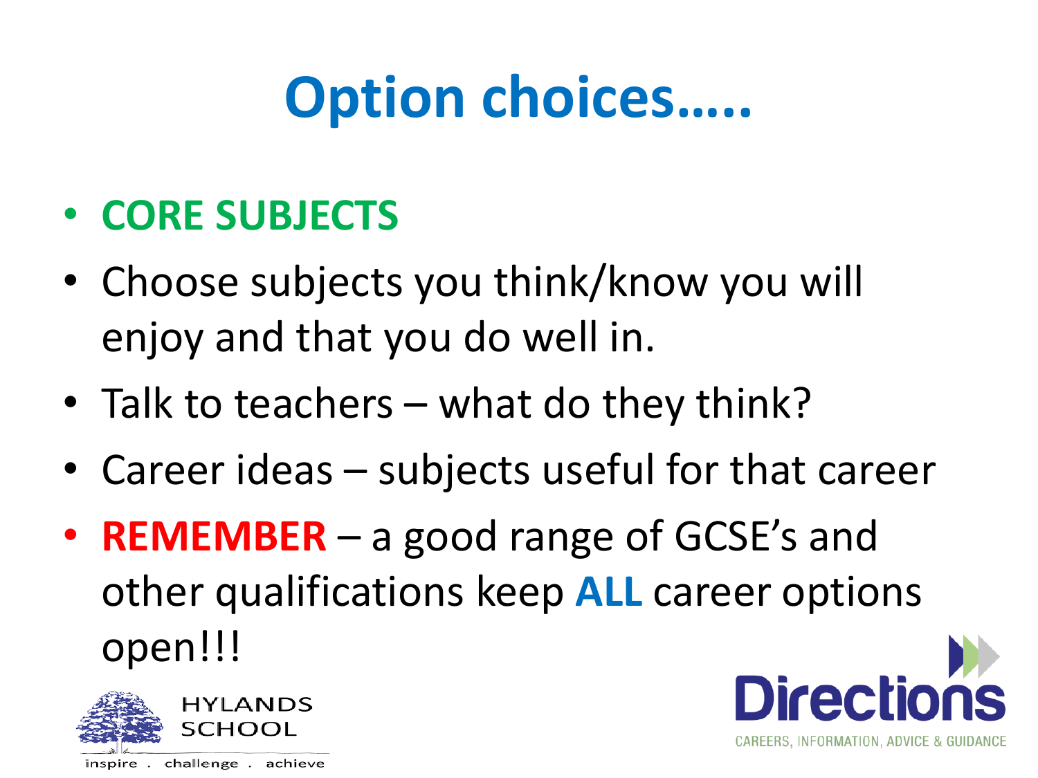# Option choices…..

- **CORE SUBJECTS**
- Choose subjects you think/know you will enjoy and that you do well in.
- Talk to teachers – what do they think?
- Career ideas – subjects useful for that career
- **REMEMBER** – a good range of GCSE's and other qualifications keep **ALL** career options open!!!

HYLANDS SCHOOL

inspire . challenge . achieve

Directions

CAREERS, INFORMATION, ADVICE & GUIDANCE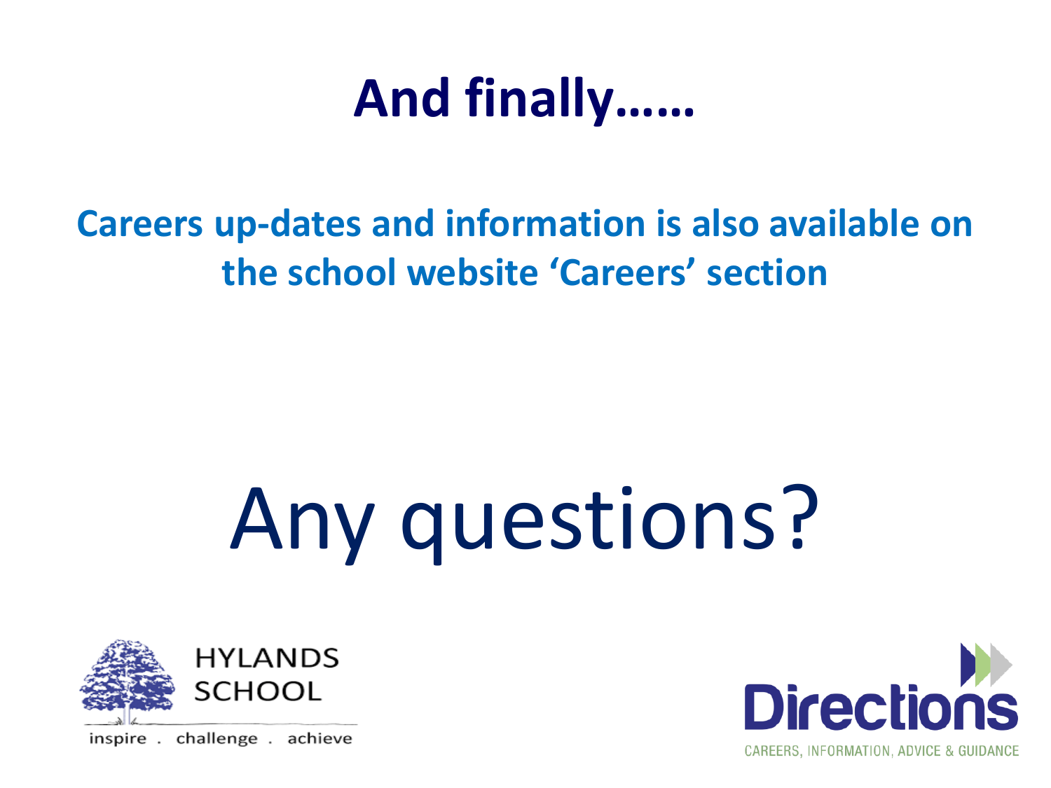# And finally……

**Careers up-dates and information is also available on the school website 'Careers' section**

# Any questions?

HYLANDS SCHOOL

inspire . challenge . achieve

Directions

CAREERS, INFORMATION, ADVICE & GUIDANCE